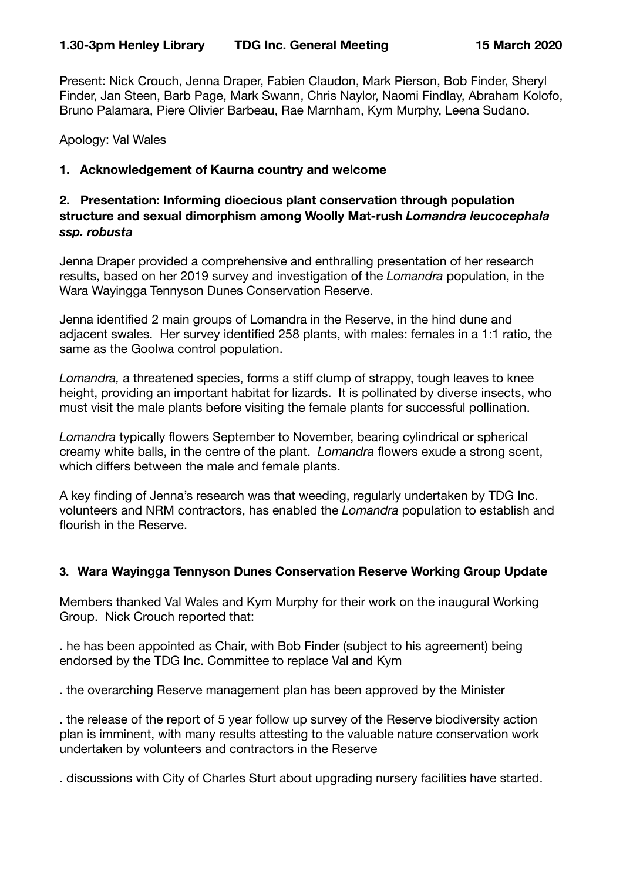**1.30-3pm Henley Library TDG Inc. General Meeting 15 March 2020**

Present: Nick Crouch, Jenna Draper, Fabien Claudon, Mark Pierson, Bob Finder, Sheryl Finder, Jan Steen, Barb Page, Mark Swann, Chris Naylor, Naomi Findlay, Abraham Kolofo, Bruno Palamara, Piere Olivier Barbeau, Rae Marnham, Kym Murphy, Leena Sudano.

Apology: Val Wales

**1. Acknowledgement of Kaurna country and welcome**

**2. Presentation: Informing dioecious plant conservation through population structure and sexual dimorphism among Woolly Mat-rush *Lomandra leucocephala ssp. robusta***

Jenna Draper provided a comprehensive and enthralling presentation of her research results, based on her 2019 survey and investigation of the *Lomandra* population, in the Wara Wayingga Tennyson Dunes Conservation Reserve.

Jenna identified 2 main groups of Lomandra in the Reserve, in the hind dune and adjacent swales. Her survey identified 258 plants, with males: females in a 1:1 ratio, the same as the Goolwa control population.

*Lomandra,* a threatened species, forms a stiff clump of strappy, tough leaves to knee height, providing an important habitat for lizards. It is pollinated by diverse insects, who must visit the male plants before visiting the female plants for successful pollination.

*Lomandra* typically flowers September to November, bearing cylindrical or spherical creamy white balls, in the centre of the plant. *Lomandra* flowers exude a strong scent, which differs between the male and female plants.

A key finding of Jenna's research was that weeding, regularly undertaken by TDG Inc. volunteers and NRM contractors, has enabled the *Lomandra* population to establish and flourish in the Reserve.

**3. Wara Wayingga Tennyson Dunes Conservation Reserve Working Group Update**

Members thanked Val Wales and Kym Murphy for their work on the inaugural Working Group. Nick Crouch reported that:

. he has been appointed as Chair, with Bob Finder (subject to his agreement) being endorsed by the TDG Inc. Committee to replace Val and Kym

. the overarching Reserve management plan has been approved by the Minister

. the release of the report of 5 year follow up survey of the Reserve biodiversity action plan is imminent, with many results attesting to the valuable nature conservation work undertaken by volunteers and contractors in the Reserve

. discussions with City of Charles Sturt about upgrading nursery facilities have started.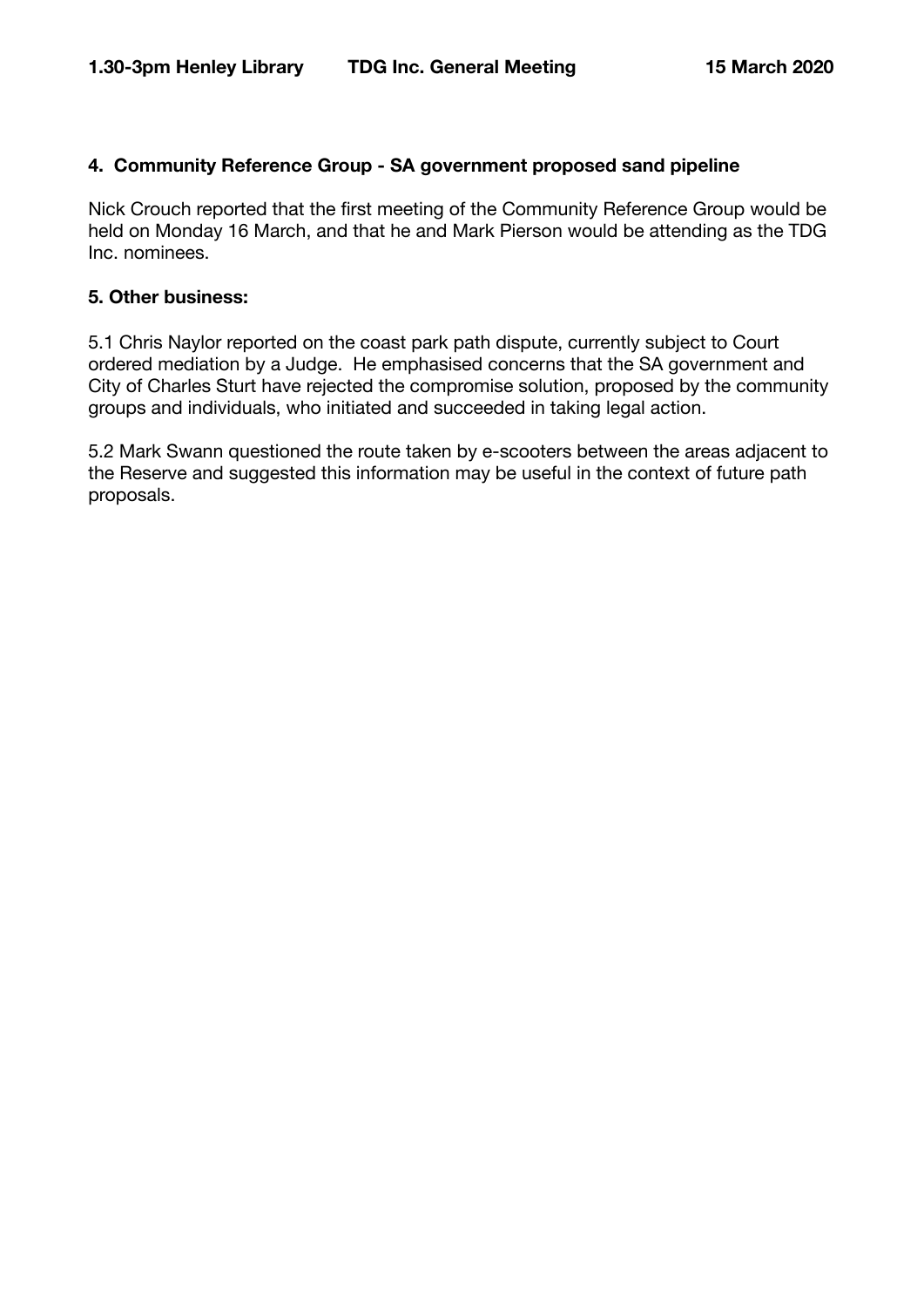### 4. Community Reference Group - SA government proposed sand pipeline

Nick Crouch reported that the first meeting of the Community Reference Group would be held on Monday 16 March, and that he and Mark Pierson would be attending as the TDG Inc. nominees.

### 5. Other business:

5.1 Chris Naylor reported on the coast park path dispute, currently subject to Court ordered mediation by a Judge. He emphasised concerns that the SA government and City of Charles Sturt have rejected the compromise solution, proposed by the community groups and individuals, who initiated and succeeded in taking legal action.

5.2 Mark Swann questioned the route taken by e-scooters between the areas adjacent to the Reserve and suggested this information may be useful in the context of future path proposals.